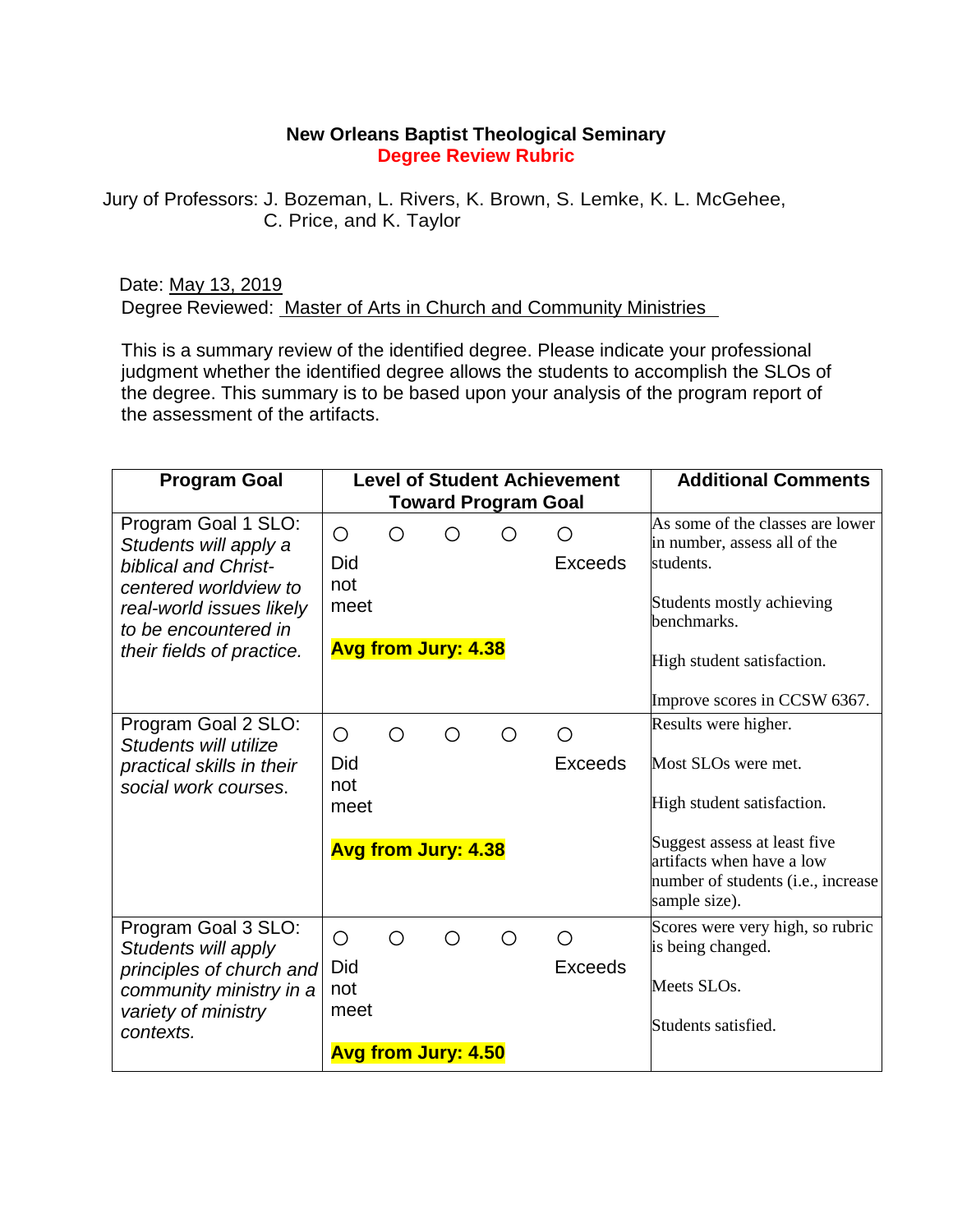**New Orleans Baptist Theological Seminary**

**Degree Review Rubric**

Jury of Professors: J. Bozeman, L. Rivers, K. Brown, S. Lemke, K. L. McGehee, C. Price, and K. Taylor

Date: May 13, 2019

Degree Reviewed: Master of Arts in Church and Community Ministries

This is a summary review of the identified degree. Please indicate your professional judgment whether the identified degree allows the students to accomplish the SLOs of the degree. This summary is to be based upon your analysis of the program report of the assessment of the artifacts.

| Program Goal | Level of Student Achievement Toward Program Goal | Additional Comments |
|---|---|---|
| Program Goal 1 SLO: *Students will apply a biblical and Christ-centered worldview to real-world issues likely to be encountered in their fields of practice.* | ○ ○ ○ ○ ○ <br> Did not meet … Exceeds <br> **Avg from Jury: 4.38** | As some of the classes are lower in number, assess all of the students. <br> Students mostly achieving benchmarks. <br> High student satisfaction. <br> Improve scores in CCSW 6367. |
| Program Goal 2 SLO: *Students will utilize practical skills in their social work courses.* | ○ ○ ○ ○ ○ <br> Did not meet … Exceeds <br> **Avg from Jury: 4.38** | Results were higher. <br> Most SLOs were met. <br> High student satisfaction. <br> Suggest assess at least five artifacts when have a low number of students (i.e., increase sample size). |
| Program Goal 3 SLO: *Students will apply principles of church and community ministry in a variety of ministry contexts.* | ○ ○ ○ ○ ○ <br> Did not meet … Exceeds <br> **Avg from Jury: 4.50** | Scores were very high, so rubric is being changed. <br> Meets SLOs. <br> Students satisfied. |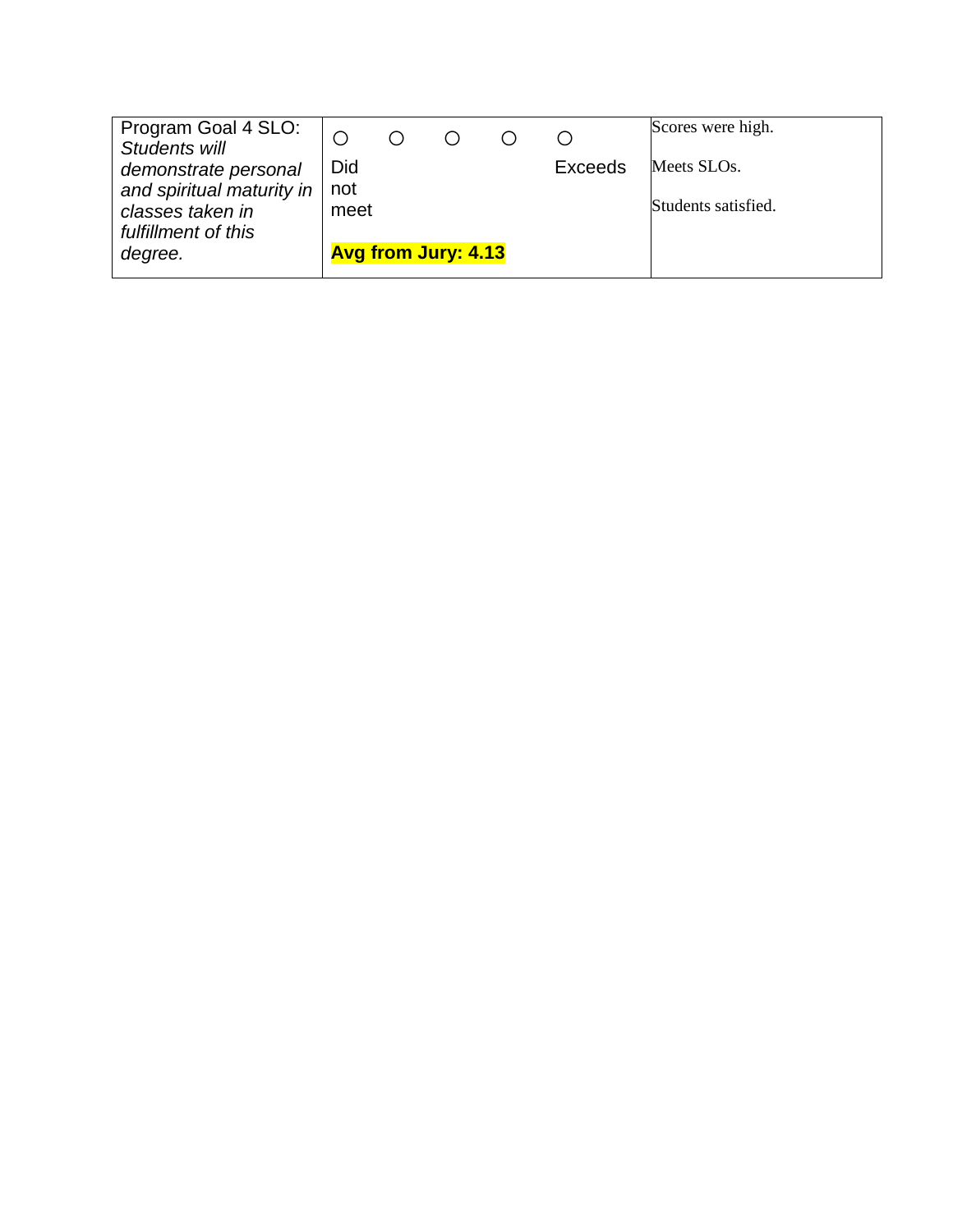| | | |
|---|---|---|
| Program Goal 4 SLO: *Students will demonstrate personal and spiritual maturity in classes taken in fulfillment of this degree.* | ○ ○ ○ ○ ○<br>Did not meet … Exceeds<br><br>**Avg from Jury: 4.13** | Scores were high.<br><br>Meets SLOs.<br><br>Students satisfied. |